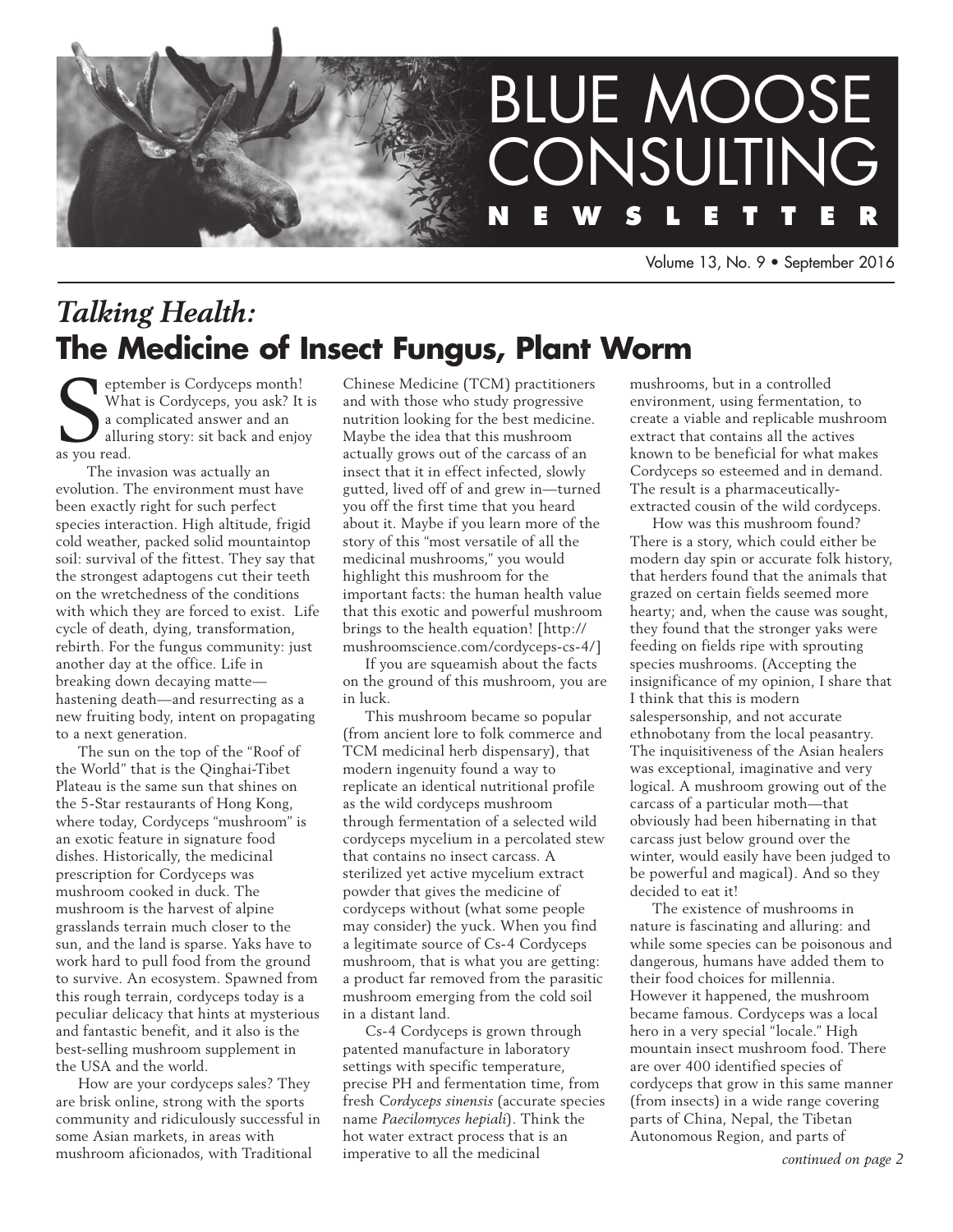# BLUE MOOSE CONSULTING NEWSLETTER

Volume 13, No. 9 • September 2016

## *Talking Health:* The Medicine of Insect Fungus, Plant Worm

September is Cordyceps month! What is Cordyceps, you ask? It is a complicated answer and an alluring story: sit back and enjoy as you read.

The invasion was actually an evolution. The environment must have been exactly right for such perfect species interaction. High altitude, frigid cold weather, packed solid mountaintop soil: survival of the fittest. They say that the strongest adaptogens cut their teeth on the wretchedness of the conditions with which they are forced to exist. Life cycle of death, dying, transformation, rebirth. For the fungus community: just another day at the office. Life in breaking down decaying matte—hastening death—and resurrecting as a new fruiting body, intent on propagating to a next generation.

The sun on the top of the "Roof of the World" that is the Qinghai-Tibet Plateau is the same sun that shines on the 5-Star restaurants of Hong Kong, where today, Cordyceps "mushroom" is an exotic feature in signature food dishes. Historically, the medicinal prescription for Cordyceps was mushroom cooked in duck. The mushroom is the harvest of alpine grasslands terrain much closer to the sun, and the land is sparse. Yaks have to work hard to pull food from the ground to survive. An ecosystem. Spawned from this rough terrain, cordyceps today is a peculiar delicacy that hints at mysterious and fantastic benefit, and it also is the best-selling mushroom supplement in the USA and the world.

How are your cordyceps sales? They are brisk online, strong with the sports community and ridiculously successful in some Asian markets, in areas with mushroom aficionados, with Traditional Chinese Medicine (TCM) practitioners and with those who study progressive nutrition looking for the best medicine. Maybe the idea that this mushroom actually grows out of the carcass of an insect that it in effect infected, slowly gutted, lived off of and grew in—turned you off the first time that you heard about it. Maybe if you learn more of the story of this "most versatile of all the medicinal mushrooms," you would highlight this mushroom for the important facts: the human health value that this exotic and powerful mushroom brings to the health equation! [http://mushroomscience.com/cordyceps-cs-4/]

If you are squeamish about the facts on the ground of this mushroom, you are in luck.

This mushroom became so popular (from ancient lore to folk commerce and TCM medicinal herb dispensary), that modern ingenuity found a way to replicate an identical nutritional profile as the wild cordyceps mushroom through fermentation of a selected wild cordyceps mycelium in a percolated stew that contains no insect carcass. A sterilized yet active mycelium extract powder that gives the medicine of cordyceps without (what some people may consider) the yuck. When you find a legitimate source of Cs-4 Cordyceps mushroom, that is what you are getting: a product far removed from the parasitic mushroom emerging from the cold soil in a distant land.

Cs-4 Cordyceps is grown through patented manufacture in laboratory settings with specific temperature, precise PH and fermentation time, from fresh *Cordyceps sinensis* (accurate species name *Paecilomyces hepiali*). Think the hot water extract process that is an imperative to all the medicinal mushrooms, but in a controlled environment, using fermentation, to create a viable and replicable mushroom extract that contains all the actives known to be beneficial for what makes Cordyceps so esteemed and in demand. The result is a pharmaceutically-extracted cousin of the wild cordyceps.

How was this mushroom found? There is a story, which could either be modern day spin or accurate folk history, that herders found that the animals that grazed on certain fields seemed more hearty; and, when the cause was sought, they found that the stronger yaks were feeding on fields ripe with sprouting species mushrooms. (Accepting the insignificance of my opinion, I share that I think that this is modern salespersonship, and not accurate ethnobotany from the local peasantry. The inquisitiveness of the Asian healers was exceptional, imaginative and very logical. A mushroom growing out of the carcass of a particular moth—that obviously had been hibernating in that carcass just below ground over the winter, would easily have been judged to be powerful and magical). And so they decided to eat it!

The existence of mushrooms in nature is fascinating and alluring: and while some species can be poisonous and dangerous, humans have added them to their food choices for millennia. However it happened, the mushroom became famous. Cordyceps was a local hero in a very special "locale." High mountain insect mushroom food. There are over 400 identified species of cordyceps that grow in this same manner (from insects) in a wide range covering parts of China, Nepal, the Tibetan Autonomous Region, and parts of

*continued on page 2*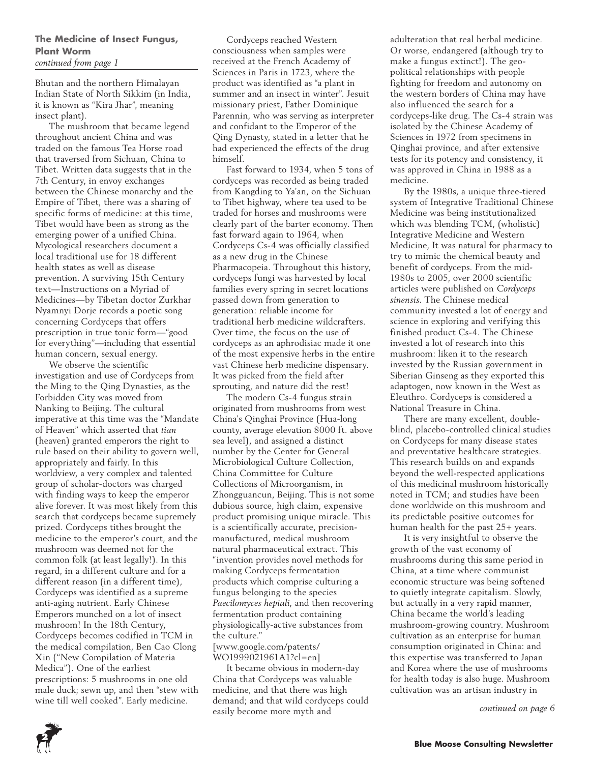### The Medicine of Insect Fungus, Plant Worm

*continued from page 1*

Bhutan and the northern Himalayan Indian State of North Sikkim (in India, it is known as "Kira Jhar", meaning insect plant).

The mushroom that became legend throughout ancient China and was traded on the famous Tea Horse road that traversed from Sichuan, China to Tibet. Written data suggests that in the 7th Century, in envoy exchanges between the Chinese monarchy and the Empire of Tibet, there was a sharing of specific forms of medicine: at this time, Tibet would have been as strong as the emerging power of a unified China. Mycological researchers document a local traditional use for 18 different health states as well as disease prevention. A surviving 15th Century text—Instructions on a Myriad of Medicines—by Tibetan doctor Zurkhar Nyamnyi Dorje records a poetic song concerning Cordyceps that offers prescription in true tonic form—"good for everything"—including that essential human concern, sexual energy.

We observe the scientific investigation and use of Cordyceps from the Ming to the Qing Dynasties, as the Forbidden City was moved from Nanking to Beijing. The cultural imperative at this time was the "Mandate of Heaven" which asserted that *tian* (heaven) granted emperors the right to rule based on their ability to govern well, appropriately and fairly. In this worldview, a very complex and talented group of scholar-doctors was charged with finding ways to keep the emperor alive forever. It was most likely from this search that cordyceps became supremely prized. Cordyceps tithes brought the medicine to the emperor's court, and the mushroom was deemed not for the common folk (at least legally!). In this regard, in a different culture and for a different reason (in a different time), Cordyceps was identified as a supreme anti-aging nutrient. Early Chinese Emperors munched on a lot of insect mushroom! In the 18th Century, Cordyceps becomes codified in TCM in the medical compilation, Ben Cao Clong Xin ("New Compilation of Materia Medica"). One of the earliest prescriptions: 5 mushrooms in one old male duck; sewn up, and then "stew with wine till well cooked". Early medicine.

Cordyceps reached Western consciousness when samples were received at the French Academy of Sciences in Paris in 1723, where the product was identified as "a plant in summer and an insect in winter". Jesuit missionary priest, Father Dominique Parennin, who was serving as interpreter and confidant to the Emperor of the Qing Dynasty, stated in a letter that he had experienced the effects of the drug himself.

Fast forward to 1934, when 5 tons of cordyceps was recorded as being traded from Kangding to Ya'an, on the Sichuan to Tibet highway, where tea used to be traded for horses and mushrooms were clearly part of the barter economy. Then fast forward again to 1964, when Cordyceps Cs-4 was officially classified as a new drug in the Chinese Pharmacopeia. Throughout this history, cordyceps fungi was harvested by local families every spring in secret locations passed down from generation to generation: reliable income for traditional herb medicine wildcrafters. Over time, the focus on the use of cordyceps as an aphrodisiac made it one of the most expensive herbs in the entire vast Chinese herb medicine dispensary. It was picked from the field after sprouting, and nature did the rest!

The modern Cs-4 fungus strain originated from mushrooms from west China's Qinghai Province (Hua-long county, average elevation 8000 ft. above sea level), and assigned a distinct number by the Center for General Microbiological Culture Collection, China Committee for Culture Collections of Microorganism, in Zhongguancun, Beijing. This is not some dubious source, high claim, expensive product promising unique miracle. This is a scientifically accurate, precision-manufactured, medical mushroom natural pharmaceutical extract. This "invention provides novel methods for making Cordyceps fermentation products which comprise culturing a fungus belonging to the species *Paecilomyces hepiali*, and then recovering fermentation product containing physiologically-active substances from the culture." [www.google.com/patents/WO1999021961A1?cl=en]

It became obvious in modern-day China that Cordyceps was valuable medicine, and that there was high demand; and that wild cordyceps could easily become more myth and adulteration that real herbal medicine. Or worse, endangered (although try to make a fungus extinct!). The geo-political relationships with people fighting for freedom and autonomy on the western borders of China may have also influenced the search for a cordyceps-like drug. The Cs-4 strain was isolated by the Chinese Academy of Sciences in 1972 from specimens in Qinghai province, and after extensive tests for its potency and consistency, it was approved in China in 1988 as a medicine.

By the 1980s, a unique three-tiered system of Integrative Traditional Chinese Medicine was being institutionalized which was blending TCM, (wholistic) Integrative Medicine and Western Medicine, It was natural for pharmacy to try to mimic the chemical beauty and benefit of cordyceps. From the mid-1980s to 2005, over 2000 scientific articles were published on *Cordyceps sinensis*. The Chinese medical community invested a lot of energy and science in exploring and verifying this finished product Cs-4. The Chinese invested a lot of research into this mushroom: liken it to the research invested by the Russian government in Siberian Ginseng as they exported this adaptogen, now known in the West as Eleuthro. Cordyceps is considered a National Treasure in China.

There are many excellent, double-blind, placebo-controlled clinical studies on Cordyceps for many disease states and preventative healthcare strategies. This research builds on and expands beyond the well-respected applications of this medicinal mushroom historically noted in TCM; and studies have been done worldwide on this mushroom and its predictable positive outcomes for human health for the past 25+ years.

It is very insightful to observe the growth of the vast economy of mushrooms during this same period in China, at a time where communist economic structure was being softened to quietly integrate capitalism. Slowly, but actually in a very rapid manner, China became the world's leading mushroom-growing country. Mushroom cultivation as an enterprise for human consumption originated in China: and this expertise was transferred to Japan and Korea where the use of mushrooms for health today is also huge. Mushroom cultivation was an artisan industry in

*continued on page 6*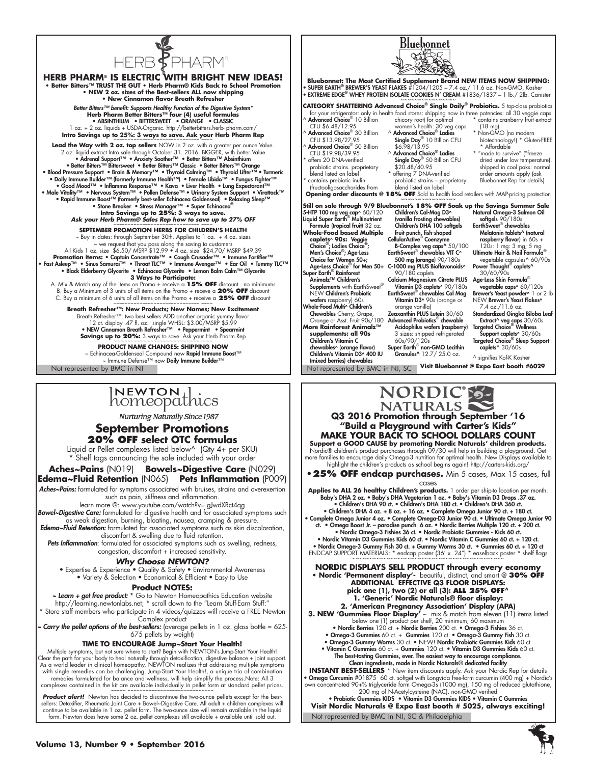# HERB PHARM®

## HERB PHARM® IS ELECTRIC WITH BRIGHT NEW IDEAS!

**• Better Bitters™ TRUST THE GUT • Herb Pharm® Kids Back to School Promotion • NEW 2 oz. sizes of the Best-sellers ALL now shipping • New Cinnamon flavor Breath Refresher**

*Better Bitters™ benefit: Supports Healthy Function of the Digestive System**

**Herb Pharm Better Bitters™ four (4) useful formulas**

**• ABSINTHIUM • BITTERSWEET • ORANGE • CLASSIC**

1 oz. + 2 oz. liquids + USDA-Organic. http://betterbitters.herb-pharm.com/

**Intro Savings up to 25%: 3 ways to save. Ask your Herb Pharm Rep**

**Lead the Way with 2 oz. top sellers** NOW in 2 oz. with a greater per ounce Value. 2 oz. liquid extract Intro sale through October 31. 2016. BIGGER, with better Value

**• Adrenal Support™ • Anxiety Soother™ • Better Bitters™ Absinthium • Better Bitters™ Bittersweet • Better Bitters™ Classic • Better Bitters™ Orange • Blood Pressure Support • Brain & Memory™ • Thyroid Calming™ • Thyroid Lifter™ • Turmeric • Daily Immune Builder™ (formerly Immune Health™) • Female Libido™ • Fungus Fighter™ • Good Mood™ • Inflamma Response™ • Kava • Liver Health • Lung Expectorant™ • Male Vitality™ • Nervous System™ • Pollen Defense™ • Urinary System Support • Virattack™ • Rapid Immune Boost™ (formerly best-seller Echinacea Goldenseal) • Relaxing Sleep™ • Stone Breaker • Stress Manager™ • Super Echinacea®**

**Intro Savings up to 25%: 3 ways to save.**

***Ask your Herb Pharm® Sales Rep how to save up to 27% OFF***

**SEPTEMBER PROMOTION HERBS FOR CHILDREN'S HEALTH**

~ Buy in dates: through September 30th. Applies to 1 oz. + 4 oz. sizes

~ we request that you pass along the saving to customers

All Kids 1 oz. size $6.50/ MSRP $12.99 • 4 oz. size $24.70/ MSRP $49.39

**Promotion items: • Captain Concentrate™ • Cough Crusader™ • Immune Fortifier™ • Fast Asleep™ • Sinus Samurai™ • Throat TLC™ • Immune Avenger™ • Ear Oil • Tummy TLC™ • Black Elderberry Glycerite • Echinacea Glycerite • Lemon Balm Calm™ Glycerite**

**3 Ways to Participate:**

A. Mix & Match any of the items on Promo + receive a **15% OFF** discount . no minimums

B. Buy a Minimum of 3 units of all items on the Promo + receve a **20% OFF** discount

C. Buy a minimum of 6 units of all items on the Promo + receive a **25% OFF** discount

**Breath Refresher™: New Products; New Names; New Excitement**

Breath Refresher™: two best sellers ADD another organic yummy flavor

12 ct. display .47 fl. oz. single WHSL: $3.00/MSRP $5.99

**• NEW Cinnamon Breath Refresher™ • Peppermint • Spearmint**

**Savings up to 20%:** 3 ways to save. Ask your Herb Pharm Rep

**PRODUCT NAME CHANGES: SHIPPING NOW**

~ Echinacea-Goldenseal Compound now **Rapid Immune Boost**™

~ Immune Defense™ now **Daily Immune Builder**™

Not represented by BMC in NJ

# Bluebonnet

**Bluebonnet: The Most Certified Supplement Brand NEW ITEMS NOW SHIPPING:**

• SUPER EARTH® BREWER'S YEAST FLAKES #1204/1205 – 7.4 oz./ 11.6 oz. Non-GMO, Kosher

• EXTREME EDGE® WHEY PROTEIN ISOLATE COOKIES N' CREAM #1836/1837 – 1 lb./ 2lb. Canister

**CATEGORY SHATTERING Advanced Choice® Single Daily® Probiotics.** 5 top-class probiotics for your refrigerator: only in health food stores: shipping now in three potencies: all 30 veggie caps

^ **Advanced Choice**® 10 Billion CFU $6.48/12.95

^ **Advanced Choice**® 30 Billion CFU $13.98/27.95

^ **Advanced Choice**® 50 Billion CFU $19.98/39.95

* offers 20 DNA-verified probiotic strains. proprietary blend listed on label

* contains prebiotic inulin (fructooligosaccharides from chicory root) for optimal women's health: 30 veg caps

^ **Advanced Choice® Ladies Single Day**® 10 Billion CFU $6.98/13.95

^ **Advanced Choice® Ladies Single Day**® 50 Billion CFU $20.48/40.95

* offering 7 DNA-verified probiotic strains – proprietary blend listed on label

* contains cranberry fruit extract (18 mg)

* Non-GMO (no modern biotechnology!) * Gluten-FREE * Affordable

* "made to survive" ("freeze dried under low temperature). shipped in cool paks: normal order amounts apply (ask Bluebonnet Rep for details)

**Opening order discounts @ 18% OFF** Sold to health food retailers with MAP-pricing protection

**Still on sale through 9/9 Bluebonnet's 18% OFF Soak up the Savings Summer Sale**

5-HTP 100 mg veg cap^ 60/120
Liquid Super Earth® Multinutrient Formula (tropical fruit) 32 oz.
**Whole-Food based Multiple caplets^ 90s:** Veggie Choice®; Ladies Choice®; Men's Choice®; Age-Less Choice for Women 50+; Age-Less Choice® for Men 50+
Super Earth® Rainforest Animalz™ Children's Supplements with EarthSweet® NEW Children's Probiotic wafers raspberry) 60s
Whole-Food Multi^ Children's Chewables Cherry, Grape, Orange or Asst. Fruit 90s/180
**More Rainforest Animalz™ supplements: all 90s**
Children's Vitamin C chewables^ (orange flavor)
Children's Vitamin D3^ 400 IU (mixed berries) chewables
Children's Cal-Mag D3^ (vanilla frosting chewables)
Children's DHA 100 softgels fruit punch, fish-shaped
CellularActive® Coenzyme B-Complex veg caps^ 50/100
EarthSweet® chewables VIT C^ 500 mg (orange) 90/180s
C-1000 mg PLUS Bioflavonoids^ 90/180 caplets
Calcium Magnesium Citrate PLUS Vitamin D3 caplets^ 90/180s
EarthSweet® chewables Cal Mag Vitamin D3^ 90s (orange or orange vanilla)
Zeaxanthin PLUS Lutein 30/60
Advanced Probiotics® chewable Acidophilus wafers (raspberry) 3 sizes: shipped refrigerated 60s/90/120s
Super Earth® non-GMO Lecithin Granules^ 12.7/ 25.0 oz.
Natural Omega-3 Salmon Oil softgels 90/180s
EarthSweet® chewables Melatonin tablets^ (natural raspberry flavor) in 60s + 120s: 1 mg: 3 mg; 5 mg
Ultimate Hair & Nail Formula® vegetable capsules^ 60/90s
Power Thought® caplets^ 30/60/90s
Age-Less Skin Formula® vegetable caps^ 60/120s
Brewer's Yeast powder^ 1 or 2 lb
NEW Brewer's Yeast Flakes^ 7.4 oz./11.6 oz.
Standardized Gingko Biloba Leaf Extract^ veg caps 30/60s
Targeted Choice® Wellness Support caplets^ 30/60s
Targeted Choice® Sleep Support caplets^ 30/60s

^ signifies Kof-K Kosher

Not represented by BMC in NJ, SC

**Visit Bluebonnet @ Expo East booth #6029**

# NEWTON homeopathics

*Nurturing Naturally Since 1987*

## September Promotions

**20% OFF select OTC formulas**

Liquid or Pellet complexes listed below^ (Qty 4+ per SKU)

* Shelf tags announcing the sale included with your order

**Aches~Pains** (N019) **Bowels~Digestive Care** (N029) **Edema~Fluid Retention** (N065) **Pets Inflammation** (P009)

***Aches~Pains:*** formulated for symptoms associated with bruises, strains and overexertion such as pain, stiffness and inflammation.

learn more @: www.youtube.com/watch?v= gJwdXRct4qg

***Bowel~Digestive Care:*** formulated for digestive health and for associated symptoms such as weak digestion, burning, bloating, nausea, cramping & pressure.

***Edema~Fluid Retention:*** formulated for associated symptoms such as skin discoloration, discomfort & swelling due to fluid retention.

***Pets Inflammation***: formulated for associated symptoms such as swelling, redness, congestion, discomfort + increased sensitivity.

### *Why Choose NEWTON?*

• Expertise & Experience • Quality & Safety • Environmental Awareness • Variety & Selection • Economical & Efficient • Easy to Use

### Product NOTES:

***~ Learn + get free product:*** * Go to Newton Homeopathics Education website http://learning.newtonlabs.net; * scroll down to the "Learn Stuff-Earn Stuff:" * Store staff members who participate in 4 videos/quizzes will receive a FREE Newton Complex product

***~ Carry the pellet options of the best-sellers:*** (average pellets in 1 oz. glass bottle = 625-675 pellets by weight)

**TIME TO ENCOURAGE Jump~Start Your Health!**

Multiple symptoms, but not sure where to start? Begin with NEWTON's Jump-Start Your Health! Clear the path for your body to heal naturally through detoxification, digestive balance + joint support. As a world leader in clinical homeopathy, NEWTON realizes that addressing multiple symptoms with single remedies can be challenging. Jump-Start Your Health!, a unique trio of combination remedies formulated for balance and wellness, will help simplify the process.Note: All 3 complexes contained in the kit are available individually in pellet form at standard pellet prices.

***Product alert!*** Newton has decided to discontinue the two-ounce pellets except for the best-sellers: Detoxifier, Rheumatic Joint Care + Bowel~Digestive Care. All adult + children complexes will continue to be available in 1 oz. pellet form. The two-ounce size will remain available in the liquid form. Newton does have some 2 oz. pellet complexes still available + available until sold out.

# NORDIC® NATURALS

## Q3 2016 Promotion through September '16

## "Build a Playground with Carter's Kids"

## MAKE YOUR BACK TO SCHOOL DOLLARS COUNT

**Support a GOOD CAUSE by promoting Nordic Naturals' children products.**

Nordic® children's product purchases through 09/30 will help in building a playground. Get more families to encourage daily Omega-3 nutrition for optimal health. New Displays available to highlight the children's products as school begins again! http://carters-kids.org/

**• 25% OFF endcap purchases.** Min 5 cases, Max 15 cases, full cases

**Applies to ALL 26 healthy Children's products.** 1 order per ship-to location per month.

**Baby's DHA 2 oz. • Baby's DHA Vegetarian 1 oz. • Baby's Vitamin D3 Drops .37 oz. • Children's DHA 90 ct. • Children's DHA 180 ct. • Children's DHA 360 ct. • Children's DHA 4 oz. + 8 oz. + 16 oz. • Complete Omega Junior 90 ct. + 180 ct. • Complete Omega Junior 4 oz. • Complete Omega-D3 Junior 90 ct. • Ultimate Omega Junior 90 ct. • Omega Boost Jr. – paradise punch 6 oz. • Nordic Berries Multiple 120 ct. + 200 ct. • Nordic Omega-3 Fishies 36 ct. • Nordic Probiotic Gummies - Kids 60 ct. • Nordic Vitamin D3 Gummies Kids 60 ct. • Nordic Vitamin C Gummies 60 ct. + 120 ct. • Nordic Omega-3 Gummy Fish 30 ct. + Gummy Worms 30 ct. • Gummies 60 ct. + 120 ct**

ENDCAP SUPPORT MATERIALS: * endcap poster (36' x 24") * easelback poster * shelf flags

**NORDIC DISPLAYS SELL PRODUCT through every economy**

**• Nordic 'Permanent display'-** beautiful, distinct, and smart @ **30% OFF**

**ADDITIONAL EFFECTIVE Q3 FLOOR DISPLAYS:**

**pick one (1), two (2) or all (3): ALL 25% OFF^**

**1. 'Generic' Nordic Naturals® floor display:**

**2. 'American Pregnancy Association' Display (APA)**

**3. NEW 'Gummies Floor Display'** ~ mix & match from eleven (11) items listed below one (1) product per shelf, 20 minimum, 60 maximum

**• Nordic Berries** 120 ct. + **Nordic Berries** 200 ct. **• Omega-3 Fishies** 36 ct. **• Omega-3 Gummies** 60 ct. + **Gummies** 120 ct. **• Omega-3 Gummy Fish** 30 ct. **• Omega-3 Gummy Worms** 30 ct. **•** NEW! **Nordic Probiotic Gummies Kids** 60 ct. **• Vitamin C Gummies** 60 ct. + **Gummies** 120 ct. **• Vitamin D3 Gummies Kids** 60 ct.

**The best-tasting Gummies, ever. The easiest way to encourage compliance. Clean ingredients, made in Nordic Naturals® dedicated facility**

**INSTANT BEST-SELLERS** * New item discounts apply. Ask your Nordic Rep for details

**• Omega Curcumin** #01875 60 ct. softgel with Longvida free-form curcumin (400 mg) + Nordic's own concentrated 90+% triglyceride form Omega-3s (1000 mg), 150 mg of reduced glutathione, 200 mg of N-Acetylcysteine (NAC). non-GMO verified

**• Probiotic Gummies KIDS • Vitamin D3 Gummies KIDS • Vitamin C Gummies**

**Visit Nordic Naturals @ Expo East booth # 5025, always exciting!**

Not represented by BMC in NJ, SC & Philadelphia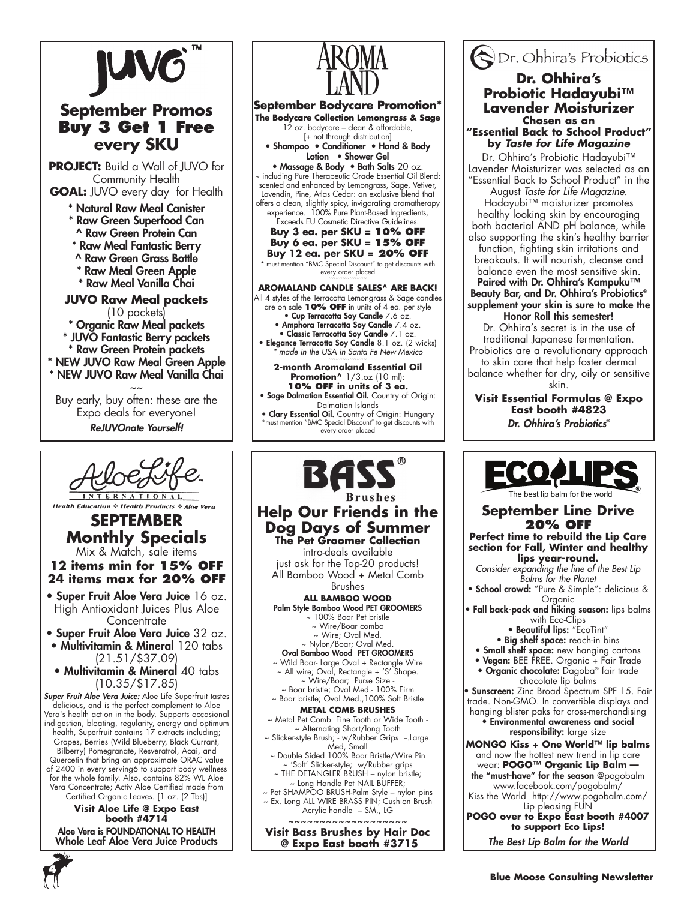# JUVO™

## September Promos
## Buy 3 Get 1 Free every SKU

**PROJECT:** Build a Wall of JUVO for Community Health
**GOAL:** JUVO every day for Health

* Natural Raw Meal Canister
* Raw Green Superfood Can
^ Raw Green Protein Can
* Raw Meal Fantastic Berry
^ Raw Green Grass Bottle
* Raw Meal Green Apple
* Raw Meal Vanilla Chai

**JUVO Raw Meal packets**
(10 packets)

* Organic Raw Meal packets
* JUVO Fantastic Berry packets
* Raw Green Protein packets
* NEW JUVO Raw Meal Green Apple
* NEW JUVO Raw Meal Vanilla Chai

~~

Buy early, buy often: these are the Expo deals for everyone!

***ReJUVOnate Yourself!***

---

# AROMA LAND

**September Bodycare Promotion***

**The Bodycare Collection Lemongrass & Sage**
12 oz. bodycare – clean & affordable,
[+ not through distribution]

• Shampoo • Conditioner • Hand & Body Lotion • Shower Gel
• Massage & Body • Bath Salts 20 oz.

~ including Pure Therapeutic Grade Essential Oil Blend: scented and enhanced by Lemongrass, Sage, Vetiver, Lavendin, Pine, Atlas Cedar: an exclusive blend that offers a clean, slightly spicy, invigorating aromatherapy experience. 100% Pure Plant-Based Ingredients, Exceeds EU Cosmetic Directive Guidelines.

**Buy 3 ea. per SKU = 10% OFF**
**Buy 6 ea. per SKU = 15% OFF**
**Buy 12 ea. per SKU = 20% OFF**

* must mention "BMC Special Discount" to get discounts with every order placed

~~~~~~~~~~

**AROMALAND CANDLE SALES^ ARE BACK!**

All 4 styles of the Terracotta Lemongrass & Sage candles are on sale **10% OFF** in units of 4 ea. per style

• Cup Terracotta Soy Candle 7.6 oz.
• Amphora Terracotta Soy Candle 7.4 oz.
• Classic Terracotta Soy Candle 7.1 oz.
• Elegance Terracotta Soy Candle 8.1 oz. (2 wicks)

*^ made in the USA in Santa Fe New Mexico*

~~~~~~~~~~

**2-month Aromaland Essential Oil Promotion^** 1/3.oz (10 ml):
**10% OFF in units of 3 ea.**

• **Sage Dalmatian Essential Oil.** Country of Origin: Dalmatian Islands
• **Clary Essential Oil.** Country of Origin: Hungary

*must mention "BMC Special Discount" to get discounts with every order placed

---

# Dr. Ohhira's Probiotics

## Dr. Ohhira's Probiotic Hadayubi™ Lavender Moisturizer

**Chosen as an "Essential Back to School Product" by *Taste for Life Magazine***

Dr. Ohhira's Probiotic Hadayubi™ Lavender Moisturizer was selected as an "Essential Back to School Product" in the August *Taste for Life Magazine*. Hadayubi™ moisturizer promotes healthy looking skin by encouraging both bacterial AND pH balance, while also supporting the skin's healthy barrier function, fighting skin irritations and breakouts. It will nourish, cleanse and balance even the most sensitive skin. **Paired with Dr. Ohhira's Kampuku™ Beauty Bar, and Dr. Ohhira's Probiotics® supplement your skin is sure to make the Honor Roll this semester!**

Dr. Ohhira's secret is in the use of traditional Japanese fermentation. Probiotics are a revolutionary approach to skin care that help foster dermal balance whether for dry, oily or sensitive skin.

**Visit Essential Formulas @ Expo East booth #4823**

*Dr. Ohhira's Probiotics®*

---

# AloeLife INTERNATIONAL

*Health Education ❖ Health Products ❖ Aloe Vera*

## SEPTEMBER Monthly Specials

Mix & Match, sale items

**12 items min for 15% OFF**
**24 items max for 20% OFF**

• **Super Fruit Aloe Vera Juice** 16 oz. High Antioxidant Juices Plus Aloe Concentrate
• **Super Fruit Aloe Vera Juice** 32 oz.
• **Multivitamin & Mineral** 120 tabs (21.51/$37.09)
• **Multivitamin & Mineral** 40 tabs (10.35/$17.85)

***Super Fruit Aloe Vera Juice:*** Aloe Life Superfruit tastes delicious, and is the perfect complement to Aloe Vera's health action in the body. Supports occasional indigestion, bloating, regularity, energy and optimum health, Superfruit contains 17 extracts including; Grapes, Berries (Wild Blueberry, Black Currant, Bilberry) Pomegranate, Resveratrol, Acai, and Quercetin that bring an approximate ORAC value of 2400 in every serving6 to support body wellness for the whole family. Also, contains 82% WL Aloe Vera Concentrate; Activ Aloe Certified made from Certified Organic Leaves. [1 oz. (2 Tbs)]

**Visit Aloe Life @ Expo East booth #4714**

**Aloe Vera is FOUNDATIONAL TO HEALTH Whole Leaf Aloe Vera Juice Products**

---

# BASS® Brushes

## Help Our Friends in the Dog Days of Summer

**The Pet Groomer Collection**

intro-deals available
just ask for the Top-20 products!
All Bamboo Wood + Metal Comb Brushes

**ALL BAMBOO WOOD**

**Palm Style Bamboo Wood PET GROOMERS**
~ 100% Boar Pet bristle
~ Wire/Boar combo
~ Wire; Oval Med.
~ Nylon/Boar; Oval Med.

**Oval Bamboo Wood PET GROOMERS**
~ Wild Boar- Large Oval + Rectangle Wire
~ All wire; Oval, Rectangle + 'S' Shape.
~ Wire/Boar; Purse Size -
~ Boar bristle; Oval Med.- 100% Firm
~ Boar bristle; Oval Med.,100% Soft Bristle

**METAL COMB BRUSHES**
~ Metal Pet Comb: Fine Tooth or Wide Tooth -
~ Alternating Short/long Tooth
~ Slicker-style Brush; - w/Rubber Grips –.Large. Med, Small
~ Double Sided 100% Boar Bristle/Wire Pin
~ 'Soft' Slicker-style; w/Rubber grips
~ THE DETANGLER BRUSH – nylon bristle;
~ Long Handle Pet NAIL BUFFER;
~ Pet SHAMPOO BRUSH-Palm Style – nylon pins
~ Ex. Long ALL WIRE BRASS PIN; Cushion Brush Acrylic handle – SM,, LG

~~~~~~~~~~~~~~~~~~

**Visit Bass Brushes by Hair Doc @ Expo East booth #3715**

---

# ECO LIPS®

The best lip balm for the world

## September Line Drive
## 20% OFF

**Perfect time to rebuild the Lip Care section for Fall, Winter and healthy lips year-round.**

*Consider expanding the line of the Best Lip Balms for the Planet*

• **School crowd:** "Pure & Simple": delicious & Organic
• **Fall back-pack and hiking season:** lips balms with Eco-Clips
• **Beautiful lips:** "EcoTint"
• **Big shelf space:** reach-in bins
• **Small shelf space:** new hanging cartons
• **Vegan:** BEE FREE. Organic + Fair Trade
• **Organic chocolate:** Dagoba® fair trade chocolate lip balms
• **Sunscreen:** Zinc Broad Spectrum SPF 15. Fair trade. Non-GMO. In convertible displays and hanging blister paks for cross-merchandising
• **Environmental awareness and social responsibility:** large size

**MONGO Kiss + One World™ lip balms** and now the hottest new trend in lip care wear: **POGO™ Organic Lip Balm — the "must-have" for the season** @pogobalm
www.facebook.com/pogobalm/
Kiss the World http://www.pogobalm.com/
Lip pleasing FUN

**POGO over to Expo East booth #4007 to support Eco Lips!**

*The Best Lip Balm for the World*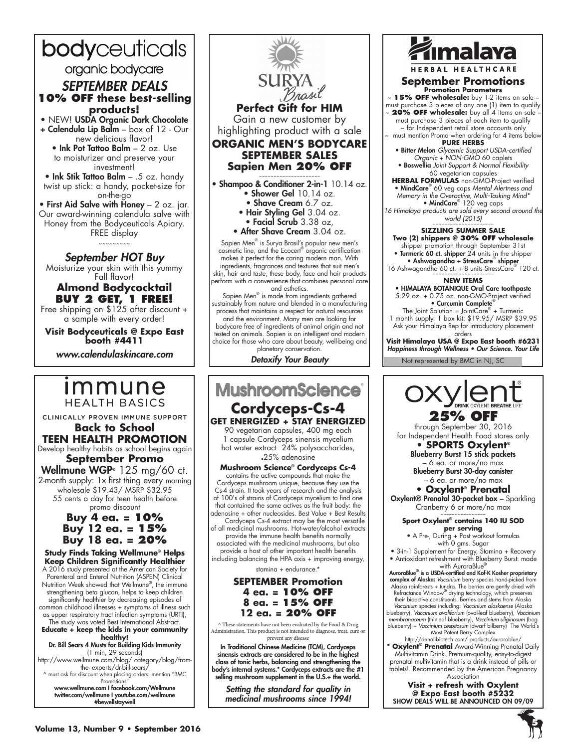# bodyceuticals

organic bodycare

## *SEPTEMBER DEALS*

**10% OFF these best-selling products!**

- NEW! **USDA Organic Dark Chocolate + Calendula Lip Balm** – box of 12 - Our new delicious flavor!
- **Ink Pot Tattoo Balm** – 2 oz. Use to moisturizer and preserve your investment!
- **Ink Stik Tattoo Balm** – .5 oz. handy twist up stick: a handy, pocket-size for on-the-go
- **First Aid Salve with Honey** – 2 oz. jar. Our award-winning calendula salve with Honey from the Bodyceuticals Apiary. FREE display

~~~~~~~~~

### *September HOT Buy*

Moisturize your skin with this yummy Fall flavor!

**Almond Bodycocktail**
**BUY 2 GET, 1 FREE!**

Free shipping on $125 after discount + a sample with every order!

**Visit Bodyceuticals @ Expo East booth #4411**

***www.calendulaskincare.com***

---

# SURYA Brasil

## Perfect Gift for HIM

Gain a new customer by highlighting product with a sale

**ORGANIC MEN'S BODYCARE SEPTEMBER SALES**
**Sapien Men 20% OFF**

~~~~~~~~~~~~~~~~~~~~

- **Shampoo & Conditioner 2-in-1** 10.14 oz.
- **Shower Gel** 10.14 oz.
- **Shave Cream** 6.7 oz.
- **Hair Styling Gel** 3.04 oz.
- **Facial Scrub** 3.38 oz,
- **After Shave Cream** 3.04 oz.

Sapien Men® is Surya Brasil's popular new men's cosmetic line, and the Ecocert® organic certification makes it perfect for the caring modern man. With ingredients, fragrances and textures that suit men's skin, hair and taste, these body, face and hair products perform with a convenience that combines personal care and esthetics.

Sapien Men® is made from ingredients gathered sustainably from nature and blended in a manufacturing process that maintains a respect for natural resources and the environment. Many men are looking for bodycare free of ingredients of animal origin and not tested on animals. Sapien is an intelligent and modern choice for those who care about beauty, well-being and planetary conservation.

***Detoxify Your Beauty***

---

# Himalaya

HERBAL HEALTHCARE

## September Promotions

**Promotion Parameters**

~ **15% OFF wholesale:** buy 1-2 items on sale – must purchase 3 pieces of any one (1) item to qualify
~ **20% OFF wholesale:** buy all 4 items on sale – must purchase 3 pieces of each item to qualify
~ for Independent retail store accounts only
~ must mention Promo when ordering for 4 items below

**PURE HERBS**

- **Bitter Melon** *Glycemic Support USDA-certified Organic + NON-GMO* 60 caplets
- **Boswellia** *Joint Support & Normal Flexibility* 60 vegetarian capsules

**HERBAL FORMULAS** non-GMO-Project verified

- **MindCare**® 60 veg caps *Mental Alertness and Memory in the Overactive, Multi-Tasking Mind**
- **MindCare**® 120 veg caps

*16 Himalaya products are sold every second around the world (2015)*

~~~~~~~~~~~~~~~~~~~~

**SIZZLING SUMMER SALE**
**Two (2) shippers @ 30% OFF wholesale**

shipper promotion through September 31st

- **Turmeric 60 ct. shipper** 24 units in the shipper
- **Ashwagandha + StressCare® shipper** 16 Ashwagandha 60 ct. + 8 units StressCare® 120 ct.

~~~~~~~~~~~~~~~~~~~~

**NEW ITEMS**

- **HIMALAYA BOTANIQUE Oral Care toothpaste** 5.29 oz. + 0.75 oz. non-GMO-Project verified
- **Curcumin Complete**® The Joint Solution = JointCare® + Turmeric 1 month supply. 1 box kit: $19.95/ MSRP $39.95

Ask your Himalaya Rep for introductory placement orders

**Visit Himalaya USA @ Expo East booth #6231**
***Happiness through Wellness • Our Science. Your Life***

Not represented by BMC in NJ, SC

---

# immune HEALTH BASICS

CLINICALLY PROVEN IMMUNE SUPPORT

## Back to School TEEN HEALTH PROMOTION

Develop healthy habits as school begins again

### September Promo

**Wellmune WGP**® 125 mg/60 ct.

2-month supply: 1x first thing every morning wholesale $19.43/ MSRP $32.95
55 cents a day for teen health before promo discount

**Buy 4 ea. = 10%**
**Buy 12 ea. = 15%**
**Buy 18 ea. = 20%**

**Study Finds Taking Wellmune® Helps Keep Children Significantly Healthier**

A 2016 study presented at the American Society for Parenteral and Enteral Nutrition (ASPEN) Clinical Nutrition Week showed that Wellmune®, the immune strengthening beta glucan, helps to keep children significantly healthier by decreasing episodes of common childhood illnesses + symptoms of illness such as upper respiratory tract infection symptoms (URTI), The study was voted Best International Abstract.

**Educate + keep the kids in your community healthy!**

**Dr. Bill Sears 4 Musts for Building Kids Immunity**
(1 min, 29 seconds)
http://www.wellmune.com/blog/ category/blog/from-the- experts/dr-bill-sears/

^ must ask for discount when placing orders: mention "BMC Promotions"

**www.wellmune.com I facebook.com/Wellmune**
**twitter.com/wellmune I youtube.com/wellmune**
**#bewellstaywell**

---

# MushroomScience®

## Cordyceps-Cs-4

**GET ENERGIZED + STAY ENERGIZED**

90 vegetarian capsules, 400 mg each
1 capsule Cordyceps sinensis mycelium hot water extract 24% polysaccharides, .25% adenosine

**Mushroom Science® Cordyceps Cs-4** contains the active compounds that make the Cordyceps mushroom unique, because they use the Cs-4 strain. It took years of research and the analysis of 100's of strains of Cordyceps mycelium to find one that contained the same actives as the fruit body: the adenosine + other nucleosides. Best Value + Best Results

Cordyceps Cs-4 extract may be the most versatile of all medicinal mushrooms. Hot-water/alcohol extracts provide the immune health benefits normally associated with the medicinal mushrooms, but also provide a host of other important health benefits including balancing the HPA axis + improving energy, stamina + endurance.*

**SEPTEMBER Promotion**
**4 ea. = 10% OFF**
**8 ea. = 15% OFF**
**12 ea. = 20% OFF**

^ These statements have not been evaluated by the Food & Drug Administration. This product is not intended to diagnose, treat, cure or prevent any disease

**In Traditional Chinese Medicine (TCM), Cordyceps sinensis extracts are considered to be in the highest class of tonic herbs, balancing and strengthening the body's internal systems.* Cordyceps extracts are the #1 selling mushroom supplement in the U.S.+ the world.**

***Setting the standard for quality in medicinal mushrooms since 1994!***

---

# oxylent®

DRINK OXYLENT BREATHE LIFE™

## 25% OFF

through September 30, 2016
for Independent Health Food stores only

**• SPORTS Oxylent®**

**Blueberry Burst 15 stick packets** – 6 ea. or more/no max
**Blueberry Burst 30-day canister** – 6 ea. or more/no max

**• Oxylent® Prenatal**

**Oxylent® Prenatal 30-packet box** – Sparkling Cranberry 6 or more/no max

~~~~~~~~~~~~~~~~

**Sport Oxylent® contains 140 IU SOD per serving**

- A Pre-, During + Post workout formulas with 0 gms. Sugar
- 3-in-1 Supplement for Energy, Stamina + Recovery
- Antioxidant refreshment with Blueberry Burst: made with AuroraBlue®

**AuroraBlue® is a USDA-certified and Kof-K Kosher proprietary complex of Alaska:** *Vaccinium* berry species hand-picked from Alaska rainforests + tundra. The berries are gently dried with Refractance Window® drying technology, which preserves their bioactive constituents. Berries and stems from Alaska *Vaccinium* species including: *Vaccinium alaskaense* (Alaska blueberry), *Vaccinium ovalifolium* (oval-leaf blueberry), *Vaccinium membranaceum* (thinleaf blueberry), *Vaccinium uliginosum* (bog blueberry) + *Vaccinium cespitosum* (dwarf bilberry) The World's Most Potent Berry Complex
http://denalibiotech.com/ products/aurorablue/

* **Oxylent® Prenatal** Award-Winning Prenatal Daily Multivitamin Drink. Premium-quality, easy-to-digest prenatal multivitamin that is a drink instead of pills or tablets!. Recommended by the American Pregnancy Association

**Visit + refresh with Oxylent @ Expo East booth #5232**
SHOW DEALS WILL BE ANNOUNCED ON 09/09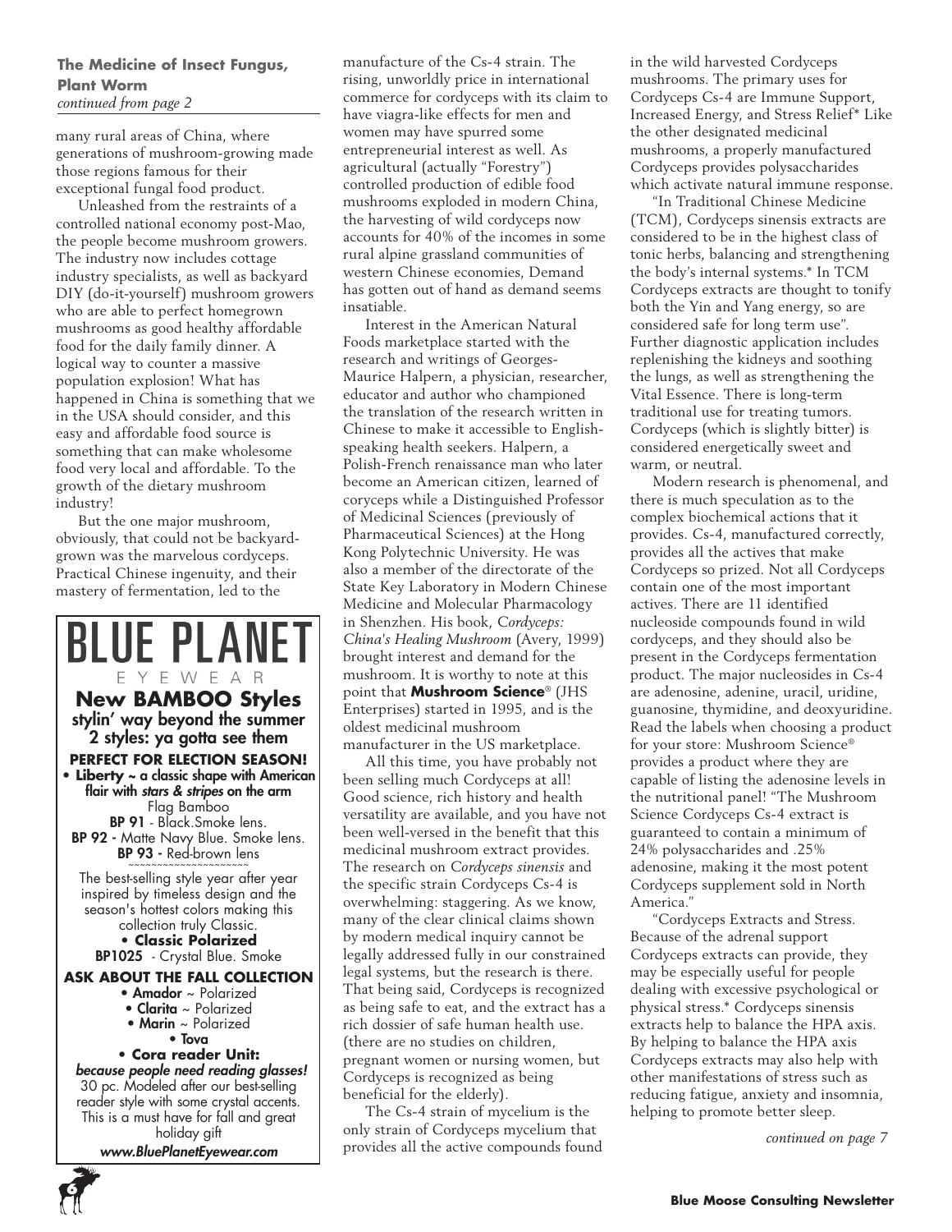**The Medicine of Insect Fungus, Plant Worm**
*continued from page 2*

many rural areas of China, where generations of mushroom-growing made those regions famous for their exceptional fungal food product.

Unleashed from the restraints of a controlled national economy post-Mao, the people become mushroom growers. The industry now includes cottage industry specialists, as well as backyard DIY (do-it-yourself) mushroom growers who are able to perfect homegrown mushrooms as good healthy affordable food for the daily family dinner. A logical way to counter a massive population explosion! What has happened in China is something that we in the USA should consider, and this easy and affordable food source is something that can make wholesome food very local and affordable. To the growth of the dietary mushroom industry!

But the one major mushroom, obviously, that could not be backyard-grown was the marvelous cordyceps. Practical Chinese ingenuity, and their mastery of fermentation, led to the manufacture of the Cs-4 strain. The rising, unworldly price in international commerce for cordyceps with its claim to have viagra-like effects for men and women may have spurred some entrepreneurial interest as well. As agricultural (actually "Forestry") controlled production of edible food mushrooms exploded in modern China, the harvesting of wild cordyceps now accounts for 40% of the incomes in some rural alpine grassland communities of western Chinese economies, Demand has gotten out of hand as demand seems insatiable.

Interest in the American Natural Foods marketplace started with the research and writings of Georges-Maurice Halpern, a physician, researcher, educator and author who championed the translation of the research written in Chinese to make it accessible to English-speaking health seekers. Halpern, a Polish-French renaissance man who later become an American citizen, learned of coryceps while a Distinguished Professor of Medicinal Sciences (previously of Pharmaceutical Sciences) at the Hong Kong Polytechnic University. He was also a member of the directorate of the State Key Laboratory in Modern Chinese Medicine and Molecular Pharmacology in Shenzhen. His book, *Cordyceps: China's Healing Mushroom* (Avery, 1999) brought interest and demand for the mushroom. It is worthy to note at this point that **Mushroom Science**® (JHS Enterprises) started in 1995, and is the oldest medicinal mushroom manufacturer in the US marketplace.

All this time, you have probably not been selling much Cordyceps at all! Good science, rich history and health versatility are available, and you have not been well-versed in the benefit that this medicinal mushroom extract provides. The research on *Cordyceps sinensis* and the specific strain Cordyceps Cs-4 is overwhelming: staggering. As we know, many of the clear clinical claims shown by modern medical inquiry cannot be legally addressed fully in our constrained legal systems, but the research is there. That being said, Cordyceps is recognized as being safe to eat, and the extract has a rich dossier of safe human health use. (there are no studies on children, pregnant women or nursing women, but Cordyceps is recognized as being beneficial for the elderly).

The Cs-4 strain of mycelium is the only strain of Cordyceps mycelium that provides all the active compounds found in the wild harvested Cordyceps mushrooms. The primary uses for Cordyceps Cs-4 are Immune Support, Increased Energy, and Stress Relief* Like the other designated medicinal mushrooms, a properly manufactured Cordyceps provides polysaccharides which activate natural immune response.

"In Traditional Chinese Medicine (TCM), Cordyceps sinensis extracts are considered to be in the highest class of tonic herbs, balancing and strengthening the body's internal systems.* In TCM Cordyceps extracts are thought to tonify both the Yin and Yang energy, so are considered safe for long term use". Further diagnostic application includes replenishing the kidneys and soothing the lungs, as well as strengthening the Vital Essence. There is long-term traditional use for treating tumors. Cordyceps (which is slightly bitter) is considered energetically sweet and warm, or neutral.

Modern research is phenomenal, and there is much speculation as to the complex biochemical actions that it provides. Cs-4, manufactured correctly, provides all the actives that make Cordyceps so prized. Not all Cordyceps contain one of the most important actives. There are 11 identified nucleoside compounds found in wild cordyceps, and they should also be present in the Cordyceps fermentation product. The major nucleosides in Cs-4 are adenosine, adenine, uracil, uridine, guanosine, thymidine, and deoxyuridine. Read the labels when choosing a product for your store: Mushroom Science® provides a product where they are capable of listing the adenosine levels in the nutritional panel! "The Mushroom Science Cordyceps Cs-4 extract is guaranteed to contain a minimum of 24% polysaccharides and .25% adenosine, making it the most potent Cordyceps supplement sold in North America."

"Cordyceps Extracts and Stress. Because of the adrenal support Cordyceps extracts can provide, they may be especially useful for people dealing with excessive psychological or physical stress.* Cordyceps sinensis extracts help to balance the HPA axis. By helping to balance the HPA axis Cordyceps extracts may also help with other manifestations of stress such as reducing fatigue, anxiety and insomnia, helping to promote better sleep.

*continued on page 7*

---

# BLUE PLANET
EYEWEAR

**New BAMBOO Styles**
**stylin' way beyond the summer**
**2 styles: ya gotta see them**

**PERFECT FOR ELECTION SEASON!**

- **Liberty ~ a classic shape with American flair with *stars & stripes* on the arm**

Flag Bamboo
**BP 91** - Black.Smoke lens.
**BP 92** - Matte Navy Blue. Smoke lens.
**BP 93** - Red-brown lens

The best-selling style year after year inspired by timeless design and the season's hottest colors making this collection truly Classic.

- **Classic Polarized**

**BP1025** - Crystal Blue. Smoke

**ASK ABOUT THE FALL COLLECTION**

- **Amador** ~ Polarized
- **Clarita** ~ Polarized
- **Marin** ~ Polarized
- **Tova**
- **Cora reader Unit:**

***because people need reading glasses!***
30 pc. Modeled after our best-selling reader style with some crystal accents. This is a must have for fall and great holiday gift

***www.BluePlanetEyewear.com***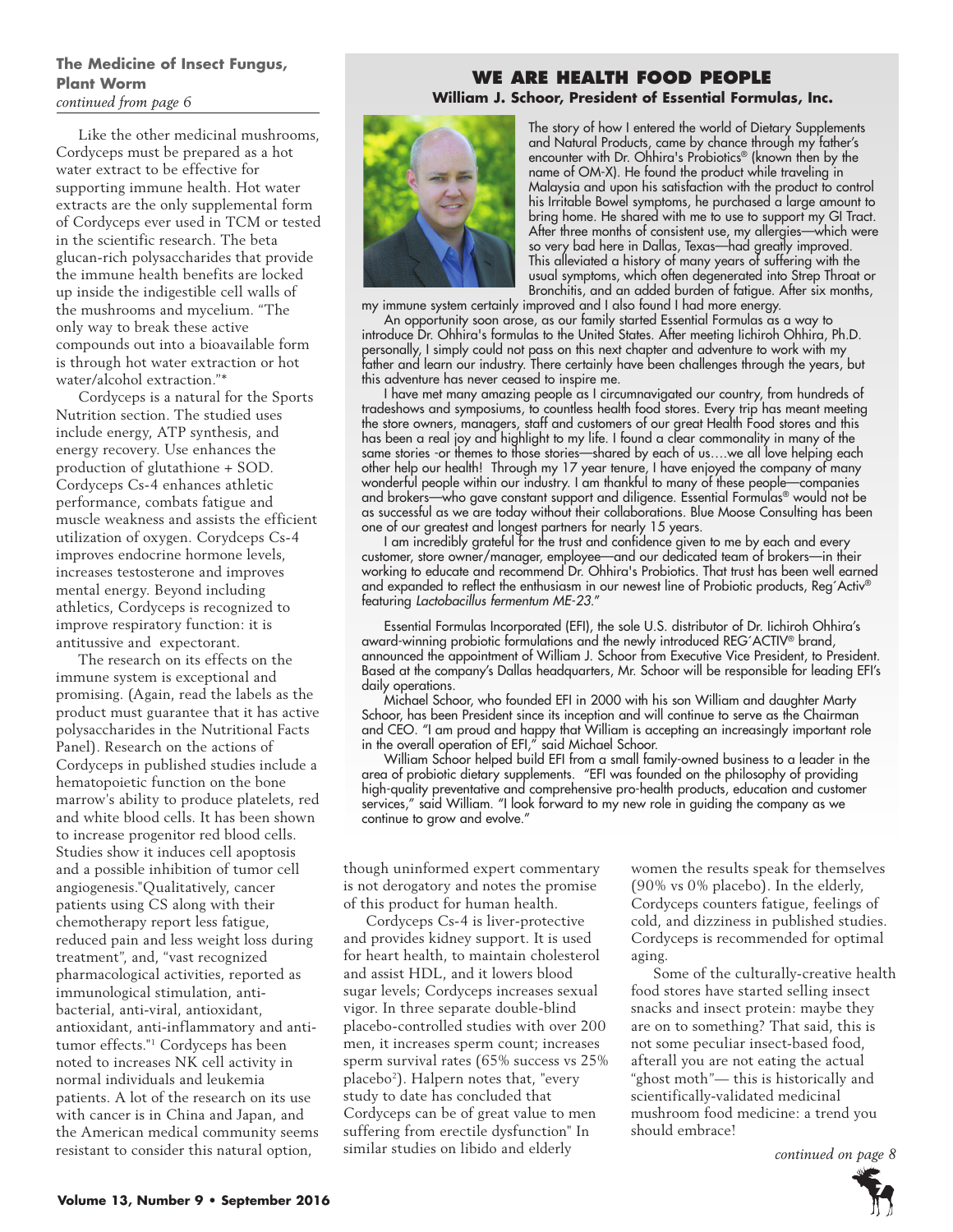### The Medicine of Insect Fungus, Plant Worm

*continued from page 6*

Like the other medicinal mushrooms, Cordyceps must be prepared as a hot water extract to be effective for supporting immune health. Hot water extracts are the only supplemental form of Cordyceps ever used in TCM or tested in the scientific research. The beta glucan-rich polysaccharides that provide the immune health benefits are locked up inside the indigestible cell walls of the mushrooms and mycelium. "The only way to break these active compounds out into a bioavailable form is through hot water extraction or hot water/alcohol extraction."*

Cordyceps is a natural for the Sports Nutrition section. The studied uses include energy, ATP synthesis, and energy recovery. Use enhances the production of glutathione + SOD. Cordyceps Cs-4 enhances athletic performance, combats fatigue and muscle weakness and assists the efficient utilization of oxygen. Corydceps Cs-4 improves endocrine hormone levels, increases testosterone and improves mental energy. Beyond including athletics, Cordyceps is recognized to improve respiratory function: it is antitussive and expectorant.

The research on its effects on the immune system is exceptional and promising. (Again, read the labels as the product must guarantee that it has active polysaccharides in the Nutritional Facts Panel). Research on the actions of Cordyceps in published studies include a hematopoietic function on the bone marrow's ability to produce platelets, red and white blood cells. It has been shown to increase progenitor red blood cells. Studies show it induces cell apoptosis and a possible inhibition of tumor cell angiogenesis."Qualitatively, cancer patients using CS along with their chemotherapy report less fatigue, reduced pain and less weight loss during treatment", and, "vast recognized pharmacological activities, reported as immunological stimulation, anti-bacterial, anti-viral, antioxidant, antioxidant, anti-inflammatory and anti-tumor effects."[1] Cordyceps has been noted to increases NK cell activity in normal individuals and leukemia patients. A lot of the research on its use with cancer is in China and Japan, and the American medical community seems resistant to consider this natural option, though uninformed expert commentary is not derogatory and notes the promise of this product for human health.

Cordyceps Cs-4 is liver-protective and provides kidney support. It is used for heart health, to maintain cholesterol and assist HDL, and it lowers blood sugar levels; Cordyceps increases sexual vigor. In three separate double-blind placebo-controlled studies with over 200 men, it increases sperm count; increases sperm survival rates (65% success vs 25% placebo[2]). Halpern notes that, "every study to date has concluded that Cordyceps can be of great value to men suffering from erectile dysfunction" In similar studies on libido and elderly women the results speak for themselves (90% vs 0% placebo). In the elderly, Cordyceps counters fatigue, feelings of cold, and dizziness in published studies. Cordyceps is recommended for optimal aging.

Some of the culturally-creative health food stores have started selling insect snacks and insect protein: maybe they are on to something? That said, this is not some peculiar insect-based food, afterall you are not eating the actual "ghost moth"— this is historically and scientifically-validated medicinal mushroom food medicine: a trend you should embrace!

*continued on page 8*

## WE ARE HEALTH FOOD PEOPLE

**William J. Schoor, President of Essential Formulas, Inc.**

The story of how I entered the world of Dietary Supplements and Natural Products, came by chance through my father's encounter with Dr. Ohhira's Probiotics® (known then by the name of OM-X). He found the product while traveling in Malaysia and upon his satisfaction with the product to control his Irritable Bowel symptoms, he purchased a large amount to bring home. He shared with me to use to support my GI Tract. After three months of consistent use, my allergies—which were so very bad here in Dallas, Texas—had greatly improved. This alleviated a history of many years of suffering with the usual symptoms, which often degenerated into Strep Throat or Bronchitis, and an added burden of fatigue. After six months, my immune system certainly improved and I also found I had more energy.

An opportunity soon arose, as our family started Essential Formulas as a way to introduce Dr. Ohhira's formulas to the United States. After meeting Iichiroh Ohhira, Ph.D. personally, I simply could not pass on this next chapter and adventure to work with my father and learn our industry. There certainly have been challenges through the years, but this adventure has never ceased to inspire me.

I have met many amazing people as I circumnavigated our country, from hundreds of tradeshows and symposiums, to countless health food stores. Every trip has meant meeting the store owners, managers, staff and customers of our great Health Food stores and this has been a real joy and highlight to my life. I found a clear commonality in many of the same stories -or themes to those stories—shared by each of us….we all love helping each other help our health! Through my 17 year tenure, I have enjoyed the company of many wonderful people within our industry. I am thankful to many of these people—companies and brokers—who gave constant support and diligence. Essential Formulas® would not be as successful as we are today without their collaborations. Blue Moose Consulting has been one of our greatest and longest partners for nearly 15 years.

I am incredibly grateful for the trust and confidence given to me by each and every customer, store owner/manager, employee—and our dedicated team of brokers—in their working to educate and recommend Dr. Ohhira's Probiotics. That trust has been well earned and expanded to reflect the enthusiasm in our newest line of Probiotic products, Reg´Activ® featuring *Lactobacillus fermentum ME-23*."

Essential Formulas Incorporated (EFI), the sole U.S. distributor of Dr. Iichiroh Ohhira's award-winning probiotic formulations and the newly introduced REG´ACTIV® brand, announced the appointment of William J. Schoor from Executive Vice President, to President. Based at the company's Dallas headquarters, Mr. Schoor will be responsible for leading EFI's daily operations.

Michael Schoor, who founded EFI in 2000 with his son William and daughter Marty Schoor, has been President since its inception and will continue to serve as the Chairman and CEO. "I am proud and happy that William is accepting an increasingly important role in the overall operation of EFI," said Michael Schoor.

William Schoor helped build EFI from a small family-owned business to a leader in the area of probiotic dietary supplements. "EFI was founded on the philosophy of providing high-quality preventative and comprehensive pro-health products, education and customer services," said William. "I look forward to my new role in guiding the company as we continue to grow and evolve."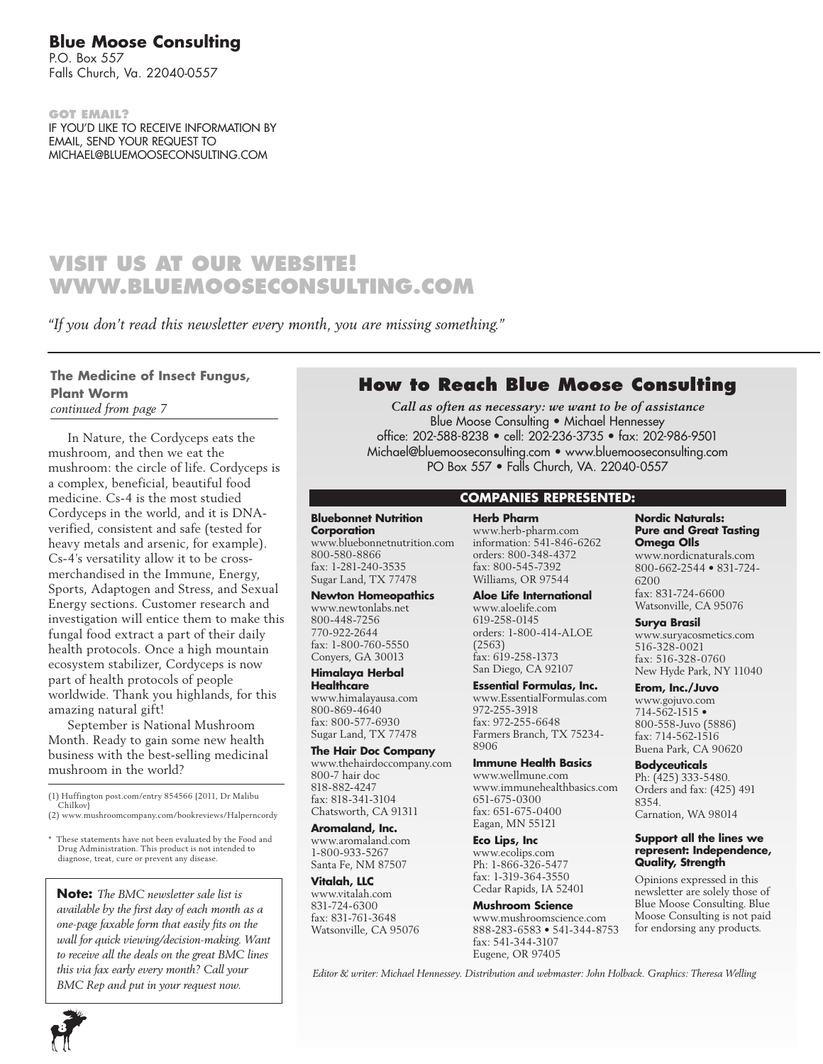## Blue Moose Consulting

P.O. Box 557
Falls Church, Va. 22040-0557

**GOT EMAIL?**
IF YOU'D LIKE TO RECEIVE INFORMATION BY EMAIL, SEND YOUR REQUEST TO MICHAEL@BLUEMOOSECONSULTING.COM

# VISIT US AT OUR WEBSITE! WWW.BLUEMOOSECONSULTING.COM

*"If you don't read this newsletter every month, you are missing something."*

### The Medicine of Insect Fungus, Plant Worm

*continued from page 7*

In Nature, the Cordyceps eats the mushroom, and then we eat the mushroom: the circle of life. Cordyceps is a complex, beneficial, beautiful food medicine. Cs-4 is the most studied Cordyceps in the world, and it is DNA-verified, consistent and safe (tested for heavy metals and arsenic, for example). Cs-4's versatility allow it to be cross-merchandised in the Immune, Energy, Sports, Adaptogen and Stress, and Sexual Energy sections. Customer research and investigation will entice them to make this fungal food extract a part of their daily health protocols. Once a high mountain ecosystem stabilizer, Cordyceps is now part of health protocols of people worldwide. Thank you highlands, for this amazing natural gift!

September is National Mushroom Month. Ready to gain some new health business with the best-selling medicinal mushroom in the world?

(1) Huffington post.com/entry 854566 {2011, Dr Malibu Chilkov}
(2) www.mushroomcompany.com/bookreviews/Halperncordy

\* These statements have not been evaluated by the Food and Drug Administration. This product is not intended to diagnose, treat, cure or prevent any disease.

**Note:** *The BMC newsletter sale list is available by the first day of each month as a one-page faxable form that easily fits on the wall for quick viewing/decision-making. Want to receive all the deals on the great BMC lines this via fax early every month? Call your BMC Rep and put in your request now.*

## How to Reach Blue Moose Consulting

***Call as often as necessary: we want to be of assistance***
Blue Moose Consulting • Michael Hennessey
office: 202-588-8238 • cell: 202-236-3735 • fax: 202-986-9501
Michael@bluemooseconsulting.com • www.bluemooseconsulting.com
PO Box 557 • Falls Church, VA. 22040-0557

### COMPANIES REPRESENTED:

**Bluebonnet Nutrition Corporation**
www.bluebonnetnutrition.com
800-580-8866
fax: 1-281-240-3535
Sugar Land, TX 77478

**Newton Homeopathics**
www.newtonlabs.net
800-448-7256
770-922-2644
fax: 1-800-760-5550
Conyers, GA 30013

**Himalaya Herbal Healthcare**
www.himalayausa.com
800-869-4640
fax: 800-577-6930
Sugar Land, TX 77478

**The Hair Doc Company**
www.thehairdoccompany.com
800-7 hair doc
818-882-4247
fax: 818-341-3104
Chatsworth, CA 91311

**Aromaland, Inc.**
www.aromaland.com
1-800-933-5267
Santa Fe, NM 87507

**Vitalah, LLC**
www.vitalah.com
831-724-6300
fax: 831-761-3648
Watsonville, CA 95076

**Herb Pharm**
www.herb-pharm.com
information: 541-846-6262
orders: 800-348-4372
fax: 800-545-7392
Williams, OR 97544

**Aloe Life International**
www.aloelife.com
619-258-0145
orders: 1-800-414-ALOE (2563)
fax: 619-258-1373
San Diego, CA 92107

**Essential Formulas, Inc.**
www.EssentialFormulas.com
972-255-3918
fax: 972-255-6648
Farmers Branch, TX 75234-8906

**Immune Health Basics**
www.wellmune.com
www.immunehealthbasics.com
651-675-0300
fax: 651-675-0400
Eagan, MN 55121

**Eco Lips, Inc**
www.ecolips.com
Ph: 1-866-326-5477
fax: 1-319-364-3550
Cedar Rapids, IA 52401

**Mushroom Science**
www.mushroomscience.com
888-283-6583 • 541-344-8753
fax: 541-344-3107
Eugene, OR 97405

**Nordic Naturals: Pure and Great Tasting Omega Oils**
www.nordicnaturals.com
800-662-2544 • 831-724-6200
fax: 831-724-6600
Watsonville, CA 95076

**Surya Brasil**
www.suryacosmetics.com
516-328-0021
fax: 516-328-0760
New Hyde Park, NY 11040

**Erom, Inc./Juvo**
www.gojuvo.com
714-562-1515 •
800-558-Juvo (5886)
fax: 714-562-1516
Buena Park, CA 90620

**Bodyceuticals**
Ph: (425) 333-5480.
Orders and fax: (425) 491 8354.
Carnation, WA 98014

**Support all the lines we represent: Independence, Quality, Strength**

Opinions expressed in this newsletter are solely those of Blue Moose Consulting. Blue Moose Consulting is not paid for endorsing any products.

*Editor & writer: Michael Hennessey. Distribution and webmaster: John Holback. Graphics: Theresa Welling*